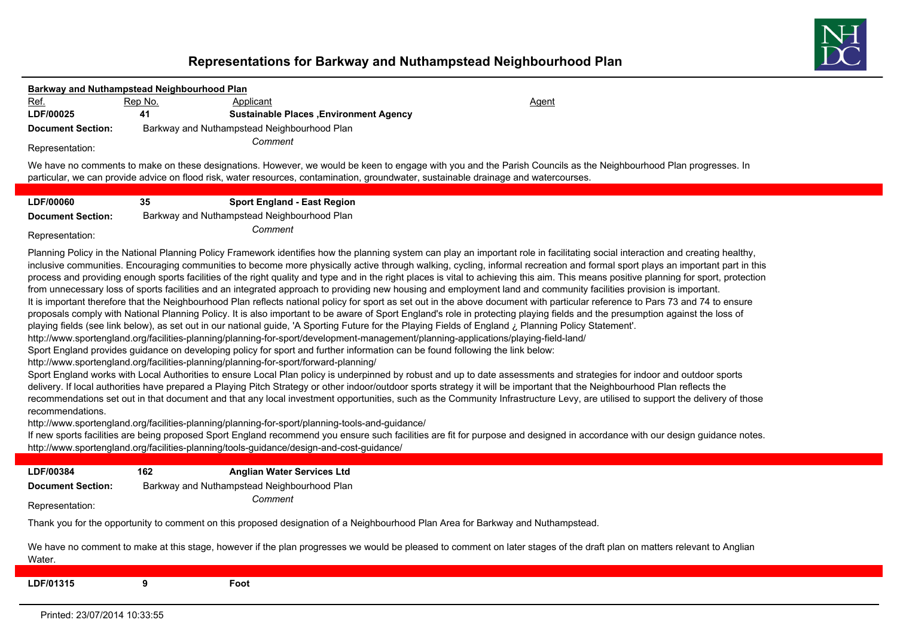# Representations for Barkway and Nuthampstead Neighbourhood Plan

**Barkway and Nuthampstead Neighbourhood Plan**

| Ref. | Rep No. | Applicant | Agent |
|---|---|---|---|
| **LDF/00025** | **41** | **Sustainable Places ,Environment Agency** | |

**Document Section:** Barkway and Nuthampstead Neighbourhood Plan

Representation: *Comment*

We have no comments to make on these designations. However, we would be keen to engage with you and the Parish Councils as the Neighbourhood Plan progresses. In particular, we can provide advice on flood risk, water resources, contamination, groundwater, sustainable drainage and watercourses.

---

| | | |
|---|---|---|
| **LDF/00060** | **35** | **Sport England - East Region** |

**Document Section:** Barkway and Nuthampstead Neighbourhood Plan

Representation: *Comment*

Planning Policy in the National Planning Policy Framework identifies how the planning system can play an important role in facilitating social interaction and creating healthy, inclusive communities. Encouraging communities to become more physically active through walking, cycling, informal recreation and formal sport plays an important part in this process and providing enough sports facilities of the right quality and type and in the right places is vital to achieving this aim. This means positive planning for sport, protection from unnecessary loss of sports facilities and an integrated approach to providing new housing and employment land and community facilities provision is important.
It is important therefore that the Neighbourhood Plan reflects national policy for sport as set out in the above document with particular reference to Pars 73 and 74 to ensure proposals comply with National Planning Policy. It is also important to be aware of Sport England's role in protecting playing fields and the presumption against the loss of playing fields (see link below), as set out in our national guide, 'A Sporting Future for the Playing Fields of England ¿ Planning Policy Statement'.
http://www.sportengland.org/facilities-planning/planning-for-sport/development-management/planning-applications/playing-field-land/
Sport England provides guidance on developing policy for sport and further information can be found following the link below:
http://www.sportengland.org/facilities-planning/planning-for-sport/forward-planning/
Sport England works with Local Authorities to ensure Local Plan policy is underpinned by robust and up to date assessments and strategies for indoor and outdoor sports delivery. If local authorities have prepared a Playing Pitch Strategy or other indoor/outdoor sports strategy it will be important that the Neighbourhood Plan reflects the recommendations set out in that document and that any local investment opportunities, such as the Community Infrastructure Levy, are utilised to support the delivery of those recommendations.
http://www.sportengland.org/facilities-planning/planning-for-sport/planning-tools-and-guidance/
If new sports facilities are being proposed Sport England recommend you ensure such facilities are fit for purpose and designed in accordance with our design guidance notes.
http://www.sportengland.org/facilities-planning/tools-guidance/design-and-cost-guidance/

---

| | | |
|---|---|---|
| **LDF/00384** | **162** | **Anglian Water Services Ltd** |

**Document Section:** Barkway and Nuthampstead Neighbourhood Plan

Representation: *Comment*

Thank you for the opportunity to comment on this proposed designation of a Neighbourhood Plan Area for Barkway and Nuthampstead.

We have no comment to make at this stage, however if the plan progresses we would be pleased to comment on later stages of the draft plan on matters relevant to Anglian Water.

---

| | | |
|---|---|---|
| **LDF/01315** | **9** | **Foot** |

Printed: 23/07/2014 10:33:55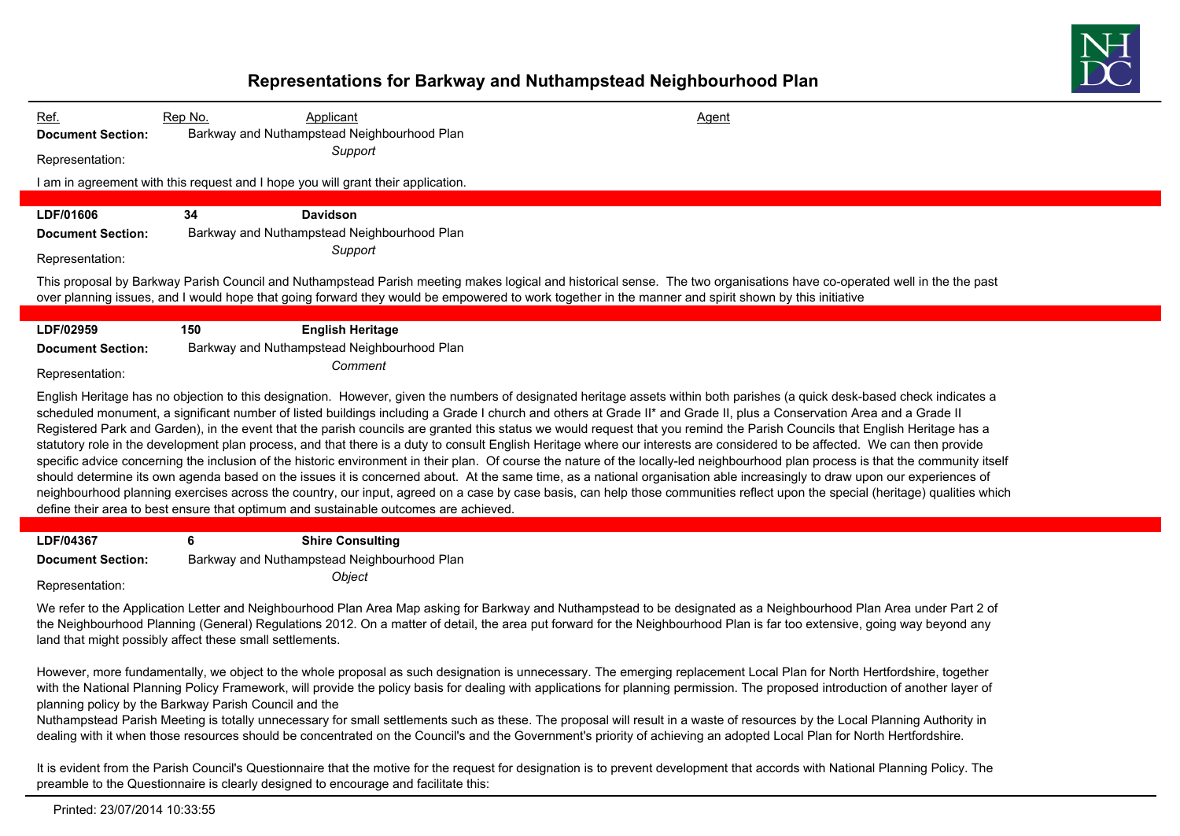# Representations for Barkway and Nuthampstead Neighbourhood Plan

| Ref. | Rep No. | Applicant | Agent |
|---|---|---|---|

**Document Section:** Barkway and Nuthampstead Neighbourhood Plan

Representation: *Support*

I am in agreement with this request and I hope you will grant their application.

---

**LDF/01606** | **34** | **Davidson**

**Document Section:** Barkway and Nuthampstead Neighbourhood Plan

Representation: *Support*

This proposal by Barkway Parish Council and Nuthampstead Parish meeting makes logical and historical sense. The two organisations have co-operated well in the the past over planning issues, and I would hope that going forward they would be empowered to work together in the manner and spirit shown by this initiative

---

**LDF/02959** | **150** | **English Heritage**

**Document Section:** Barkway and Nuthampstead Neighbourhood Plan

Representation: *Comment*

English Heritage has no objection to this designation. However, given the numbers of designated heritage assets within both parishes (a quick desk-based check indicates a scheduled monument, a significant number of listed buildings including a Grade I church and others at Grade II* and Grade II, plus a Conservation Area and a Grade II Registered Park and Garden), in the event that the parish councils are granted this status we would request that you remind the Parish Councils that English Heritage has a statutory role in the development plan process, and that there is a duty to consult English Heritage where our interests are considered to be affected. We can then provide specific advice concerning the inclusion of the historic environment in their plan. Of course the nature of the locally-led neighbourhood plan process is that the community itself should determine its own agenda based on the issues it is concerned about. At the same time, as a national organisation able increasingly to draw upon our experiences of neighbourhood planning exercises across the country, our input, agreed on a case by case basis, can help those communities reflect upon the special (heritage) qualities which define their area to best ensure that optimum and sustainable outcomes are achieved.

---

**LDF/04367** | **6** | **Shire Consulting**

**Document Section:** Barkway and Nuthampstead Neighbourhood Plan

Representation: *Object*

We refer to the Application Letter and Neighbourhood Plan Area Map asking for Barkway and Nuthampstead to be designated as a Neighbourhood Plan Area under Part 2 of the Neighbourhood Planning (General) Regulations 2012. On a matter of detail, the area put forward for the Neighbourhood Plan is far too extensive, going way beyond any land that might possibly affect these small settlements.

However, more fundamentally, we object to the whole proposal as such designation is unnecessary. The emerging replacement Local Plan for North Hertfordshire, together with the National Planning Policy Framework, will provide the policy basis for dealing with applications for planning permission. The proposed introduction of another layer of planning policy by the Barkway Parish Council and the
Nuthampstead Parish Meeting is totally unnecessary for small settlements such as these. The proposal will result in a waste of resources by the Local Planning Authority in dealing with it when those resources should be concentrated on the Council's and the Government's priority of achieving an adopted Local Plan for North Hertfordshire.

It is evident from the Parish Council's Questionnaire that the motive for the request for designation is to prevent development that accords with National Planning Policy. The preamble to the Questionnaire is clearly designed to encourage and facilitate this: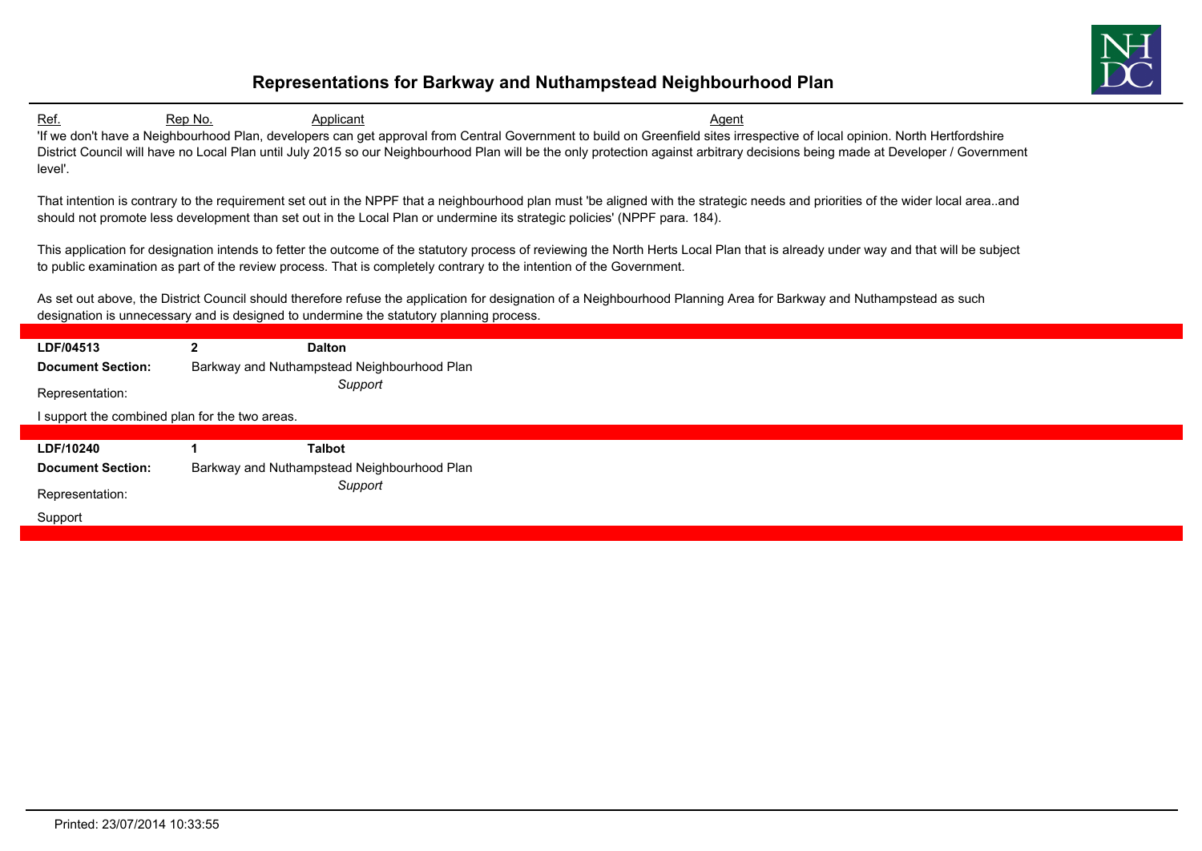## Representations for Barkway and Nuthampstead Neighbourhood Plan

| Ref. | Rep No. | Applicant | Agent |
|---|---|---|---|

'If we don't have a Neighbourhood Plan, developers can get approval from Central Government to build on Greenfield sites irrespective of local opinion. North Hertfordshire District Council will have no Local Plan until July 2015 so our Neighbourhood Plan will be the only protection against arbitrary decisions being made at Developer / Government level'.

That intention is contrary to the requirement set out in the NPPF that a neighbourhood plan must 'be aligned with the strategic needs and priorities of the wider local area..and should not promote less development than set out in the Local Plan or undermine its strategic policies' (NPPF para. 184).

This application for designation intends to fetter the outcome of the statutory process of reviewing the North Herts Local Plan that is already under way and that will be subject to public examination as part of the review process. That is completely contrary to the intention of the Government.

As set out above, the District Council should therefore refuse the application for designation of a Neighbourhood Planning Area for Barkway and Nuthampstead as such designation is unnecessary and is designed to undermine the statutory planning process.

---

**LDF/04513** | **2** | **Dalton**

**Document Section:** Barkway and Nuthampstead Neighbourhood Plan

Representation: *Support*

I support the combined plan for the two areas.

---

**LDF/10240** | **1** | **Talbot**

**Document Section:** Barkway and Nuthampstead Neighbourhood Plan

Representation: *Support*

Support

---

Printed: 23/07/2014 10:33:55